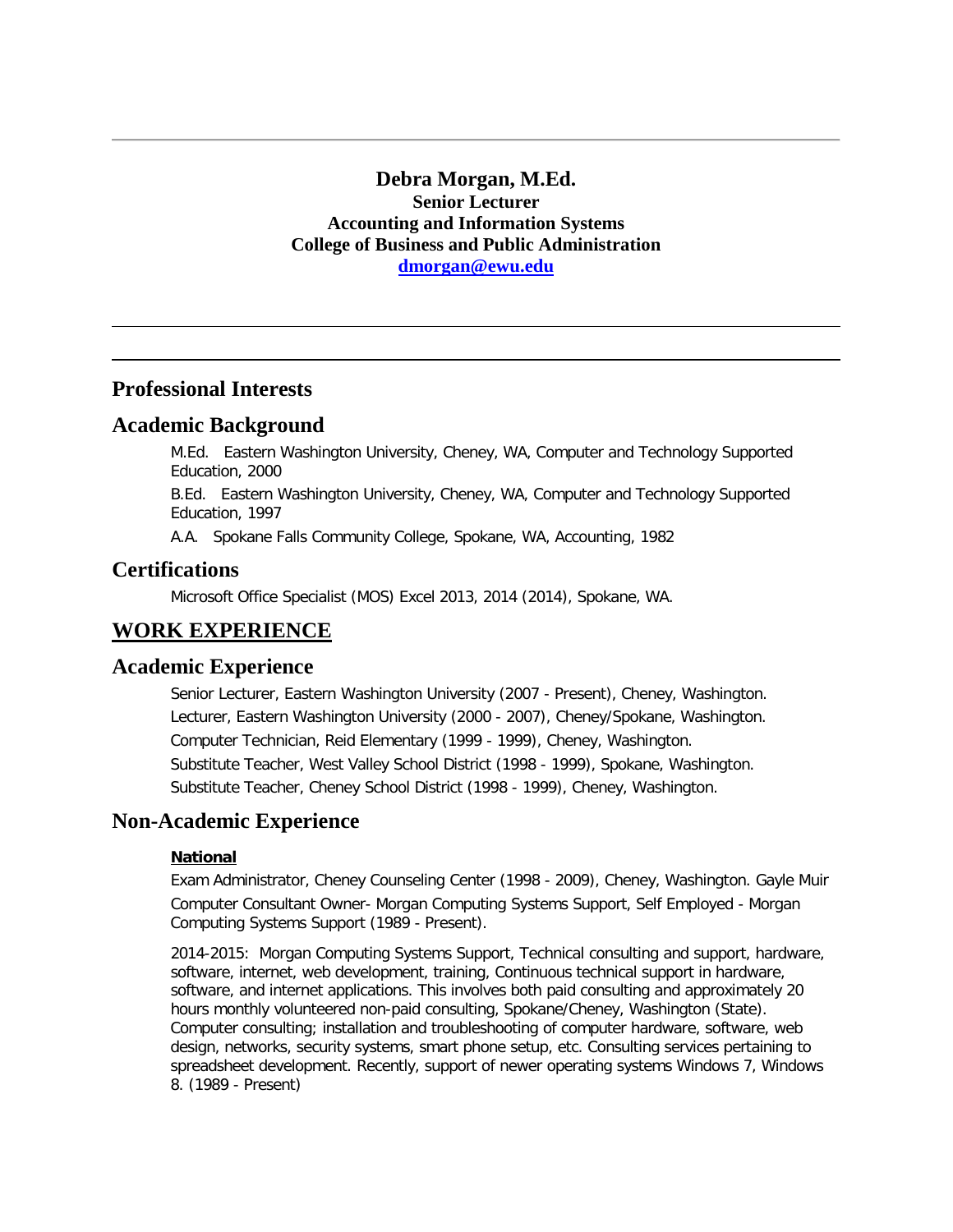# Debra Morgan, M.Ed.

**Senior Lecturer**
**Accounting and Information Systems**
**College of Business and Public Administration**
**[dmorgan@ewu.edu](mailto:dmorgan@ewu.edu)**

---

## Professional Interests

## Academic Background

M.Ed. Eastern Washington University, Cheney, WA, Computer and Technology Supported Education, 2000

B.Ed. Eastern Washington University, Cheney, WA, Computer and Technology Supported Education, 1997

A.A. Spokane Falls Community College, Spokane, WA, Accounting, 1982

## Certifications

Microsoft Office Specialist (MOS) Excel 2013, 2014 (2014), Spokane, WA.

## WORK EXPERIENCE

## Academic Experience

Senior Lecturer, Eastern Washington University (2007 - Present), Cheney, Washington.

Lecturer, Eastern Washington University (2000 - 2007), Cheney/Spokane, Washington.

Computer Technician, Reid Elementary (1999 - 1999), Cheney, Washington.

Substitute Teacher, West Valley School District (1998 - 1999), Spokane, Washington.

Substitute Teacher, Cheney School District (1998 - 1999), Cheney, Washington.

## Non-Academic Experience

**National**

Exam Administrator, Cheney Counseling Center (1998 - 2009), Cheney, Washington. Gayle Muir

Computer Consultant Owner- Morgan Computing Systems Support, Self Employed - Morgan Computing Systems Support (1989 - Present).

2014-2015: Morgan Computing Systems Support, Technical consulting and support, hardware, software, internet, web development, training, Continuous technical support in hardware, software, and internet applications. This involves both paid consulting and approximately 20 hours monthly volunteered non-paid consulting, Spokane/Cheney, Washington (State). Computer consulting; installation and troubleshooting of computer hardware, software, web design, networks, security systems, smart phone setup, etc. Consulting services pertaining to spreadsheet development. Recently, support of newer operating systems Windows 7, Windows 8. (1989 - Present)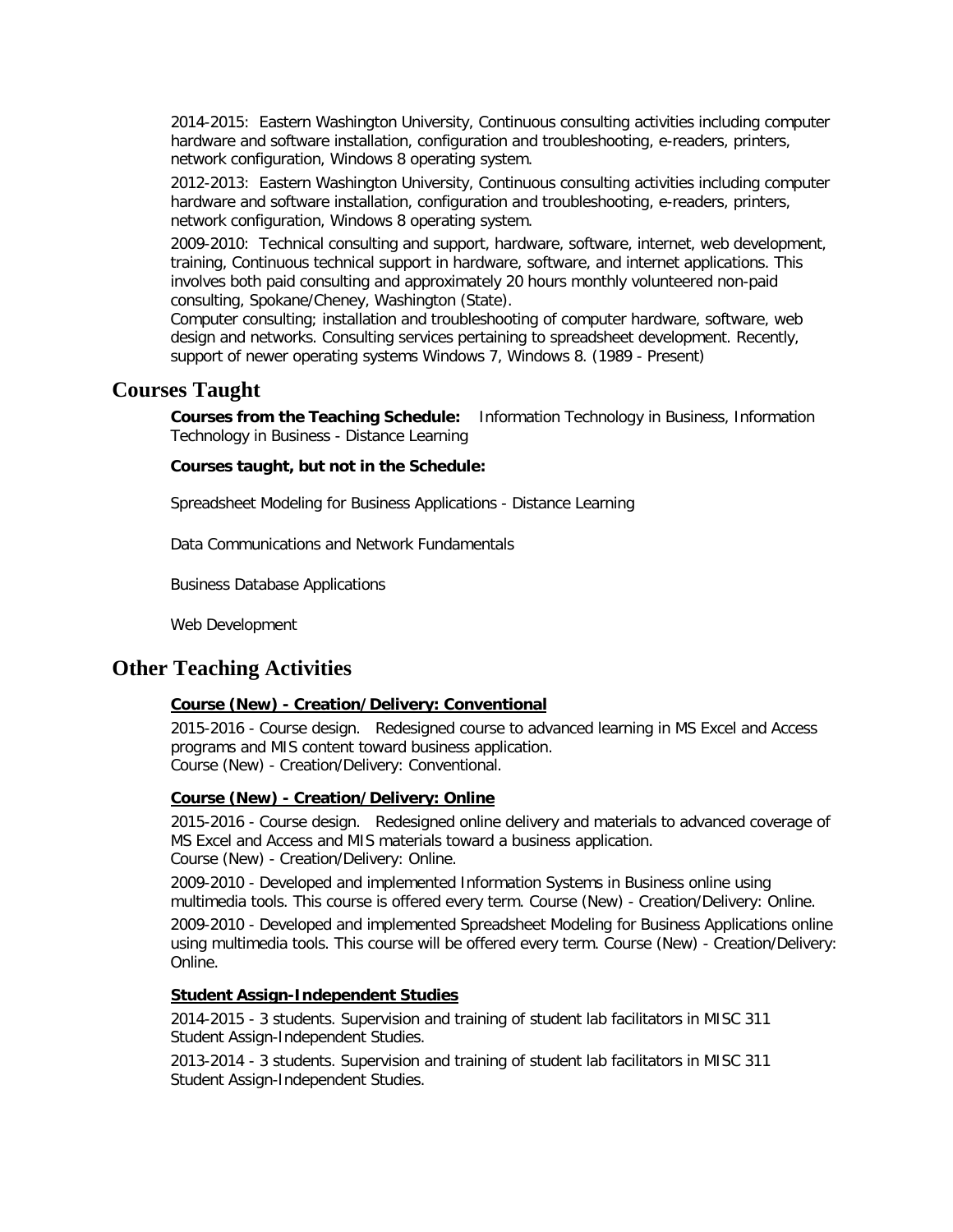2014-2015: Eastern Washington University, Continuous consulting activities including computer hardware and software installation, configuration and troubleshooting, e-readers, printers, network configuration, Windows 8 operating system.

2012-2013: Eastern Washington University, Continuous consulting activities including computer hardware and software installation, configuration and troubleshooting, e-readers, printers, network configuration, Windows 8 operating system.

2009-2010: Technical consulting and support, hardware, software, internet, web development, training, Continuous technical support in hardware, software, and internet applications. This involves both paid consulting and approximately 20 hours monthly volunteered non-paid consulting, Spokane/Cheney, Washington (State).
Computer consulting; installation and troubleshooting of computer hardware, software, web design and networks. Consulting services pertaining to spreadsheet development. Recently, support of newer operating systems Windows 7, Windows 8. (1989 - Present)

## Courses Taught

**Courses from the Teaching Schedule:** Information Technology in Business, Information Technology in Business - Distance Learning

**Courses taught, but not in the Schedule:**

Spreadsheet Modeling for Business Applications - Distance Learning

Data Communications and Network Fundamentals

Business Database Applications

Web Development

## Other Teaching Activities

**Course (New) - Creation/Delivery: Conventional**

2015-2016 - Course design. Redesigned course to advanced learning in MS Excel and Access programs and MIS content toward business application.
Course (New) - Creation/Delivery: Conventional.

**Course (New) - Creation/Delivery: Online**

2015-2016 - Course design. Redesigned online delivery and materials to advanced coverage of MS Excel and Access and MIS materials toward a business application.
Course (New) - Creation/Delivery: Online.

2009-2010 - Developed and implemented Information Systems in Business online using multimedia tools. This course is offered every term. Course (New) - Creation/Delivery: Online.

2009-2010 - Developed and implemented Spreadsheet Modeling for Business Applications online using multimedia tools. This course will be offered every term. Course (New) - Creation/Delivery: Online.

**Student Assign-Independent Studies**

2014-2015 - 3 students. Supervision and training of student lab facilitators in MISC 311
Student Assign-Independent Studies.

2013-2014 - 3 students. Supervision and training of student lab facilitators in MISC 311
Student Assign-Independent Studies.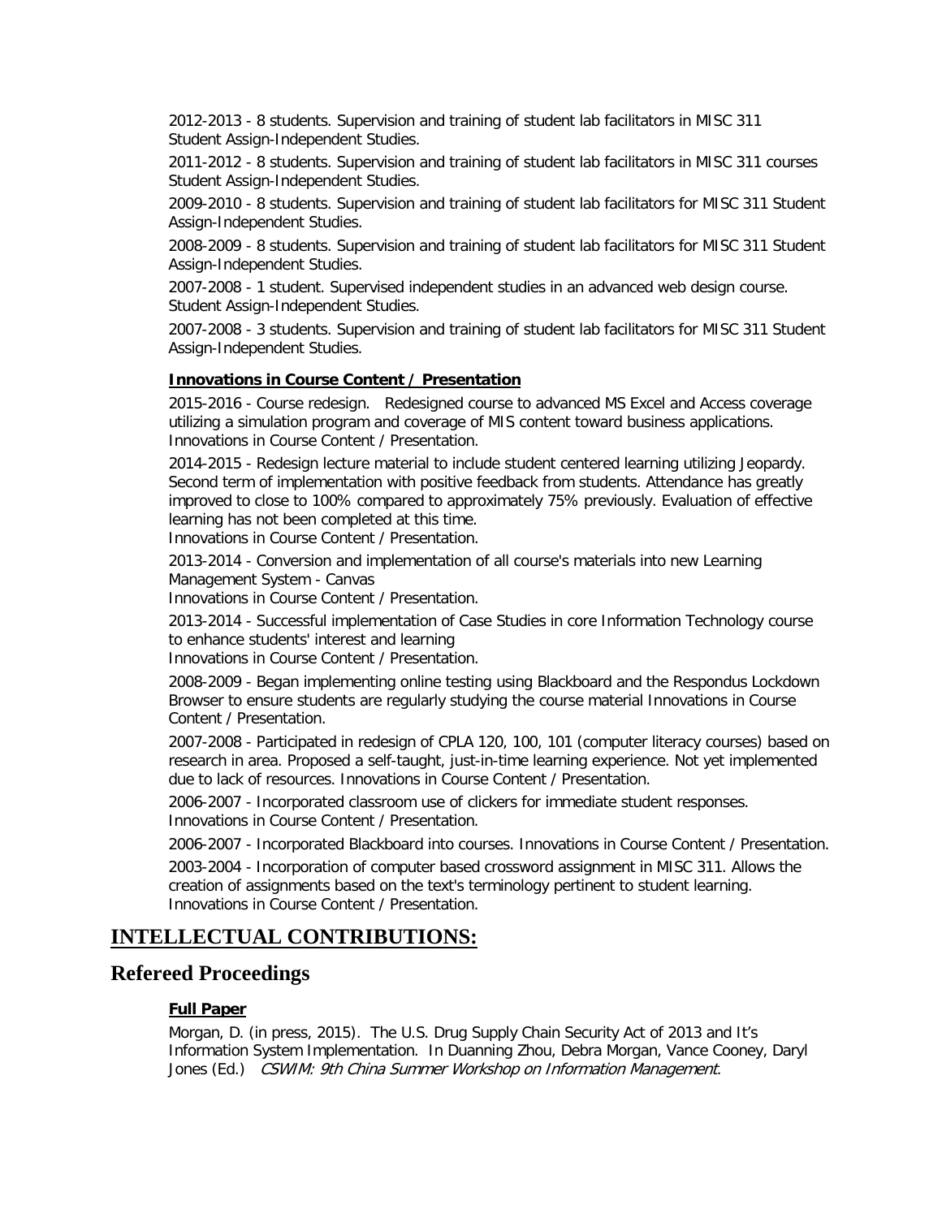2012-2013 - 8 students. Supervision and training of student lab facilitators in MISC 311 Student Assign-Independent Studies.

2011-2012 - 8 students. Supervision and training of student lab facilitators in MISC 311 courses Student Assign-Independent Studies.

2009-2010 - 8 students. Supervision and training of student lab facilitators for MISC 311 Student Assign-Independent Studies.

2008-2009 - 8 students. Supervision and training of student lab facilitators for MISC 311 Student Assign-Independent Studies.

2007-2008 - 1 student. Supervised independent studies in an advanced web design course. Student Assign-Independent Studies.

2007-2008 - 3 students. Supervision and training of student lab facilitators for MISC 311 Student Assign-Independent Studies.

**Innovations in Course Content / Presentation**

2015-2016 - Course redesign. Redesigned course to advanced MS Excel and Access coverage utilizing a simulation program and coverage of MIS content toward business applications. Innovations in Course Content / Presentation.

2014-2015 - Redesign lecture material to include student centered learning utilizing Jeopardy. Second term of implementation with positive feedback from students. Attendance has greatly improved to close to 100% compared to approximately 75% previously. Evaluation of effective learning has not been completed at this time.
Innovations in Course Content / Presentation.

2013-2014 - Conversion and implementation of all course's materials into new Learning Management System - Canvas
Innovations in Course Content / Presentation.

2013-2014 - Successful implementation of Case Studies in core Information Technology course to enhance students' interest and learning
Innovations in Course Content / Presentation.

2008-2009 - Began implementing online testing using Blackboard and the Respondus Lockdown Browser to ensure students are regularly studying the course material Innovations in Course Content / Presentation.

2007-2008 - Participated in redesign of CPLA 120, 100, 101 (computer literacy courses) based on research in area. Proposed a self-taught, just-in-time learning experience. Not yet implemented due to lack of resources. Innovations in Course Content / Presentation.

2006-2007 - Incorporated classroom use of clickers for immediate student responses. Innovations in Course Content / Presentation.

2006-2007 - Incorporated Blackboard into courses. Innovations in Course Content / Presentation.

2003-2004 - Incorporation of computer based crossword assignment in MISC 311. Allows the creation of assignments based on the text's terminology pertinent to student learning. Innovations in Course Content / Presentation.

# INTELLECTUAL CONTRIBUTIONS:

## Refereed Proceedings

**Full Paper**

Morgan, D. (in press, 2015). The U.S. Drug Supply Chain Security Act of 2013 and It's Information System Implementation. In Duanning Zhou, Debra Morgan, Vance Cooney, Daryl Jones (Ed.) *CSWIM: 9th China Summer Workshop on Information Management*.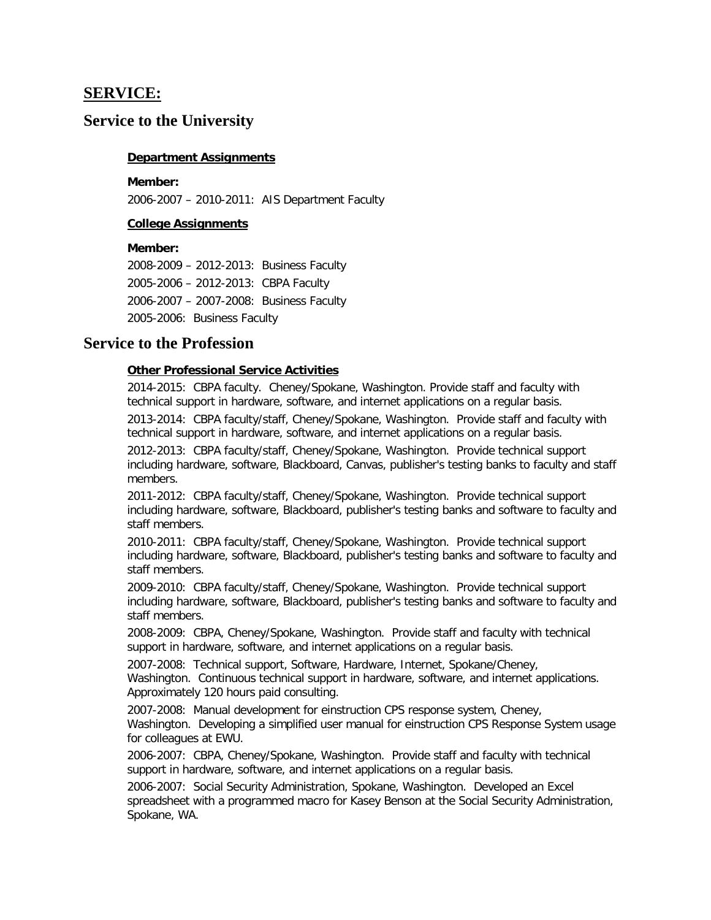# SERVICE:

## Service to the University

### Department Assignments

**Member:**

2006-2007 – 2010-2011: AIS Department Faculty

### College Assignments

**Member:**

2008-2009 – 2012-2013: Business Faculty

2005-2006 – 2012-2013: CBPA Faculty

2006-2007 – 2007-2008: Business Faculty

2005-2006: Business Faculty

## Service to the Profession

### Other Professional Service Activities

2014-2015: CBPA faculty. Cheney/Spokane, Washington. Provide staff and faculty with technical support in hardware, software, and internet applications on a regular basis.

2013-2014: CBPA faculty/staff, Cheney/Spokane, Washington. Provide staff and faculty with technical support in hardware, software, and internet applications on a regular basis.

2012-2013: CBPA faculty/staff, Cheney/Spokane, Washington. Provide technical support including hardware, software, Blackboard, Canvas, publisher's testing banks to faculty and staff members.

2011-2012: CBPA faculty/staff, Cheney/Spokane, Washington. Provide technical support including hardware, software, Blackboard, publisher's testing banks and software to faculty and staff members.

2010-2011: CBPA faculty/staff, Cheney/Spokane, Washington. Provide technical support including hardware, software, Blackboard, publisher's testing banks and software to faculty and staff members.

2009-2010: CBPA faculty/staff, Cheney/Spokane, Washington. Provide technical support including hardware, software, Blackboard, publisher's testing banks and software to faculty and staff members.

2008-2009: CBPA, Cheney/Spokane, Washington. Provide staff and faculty with technical support in hardware, software, and internet applications on a regular basis.

2007-2008: Technical support, Software, Hardware, Internet, Spokane/Cheney, Washington. Continuous technical support in hardware, software, and internet applications. Approximately 120 hours paid consulting.

2007-2008: Manual development for einstruction CPS response system, Cheney, Washington. Developing a simplified user manual for einstruction CPS Response System usage for colleagues at EWU.

2006-2007: CBPA, Cheney/Spokane, Washington. Provide staff and faculty with technical support in hardware, software, and internet applications on a regular basis.

2006-2007: Social Security Administration, Spokane, Washington. Developed an Excel spreadsheet with a programmed macro for Kasey Benson at the Social Security Administration, Spokane, WA.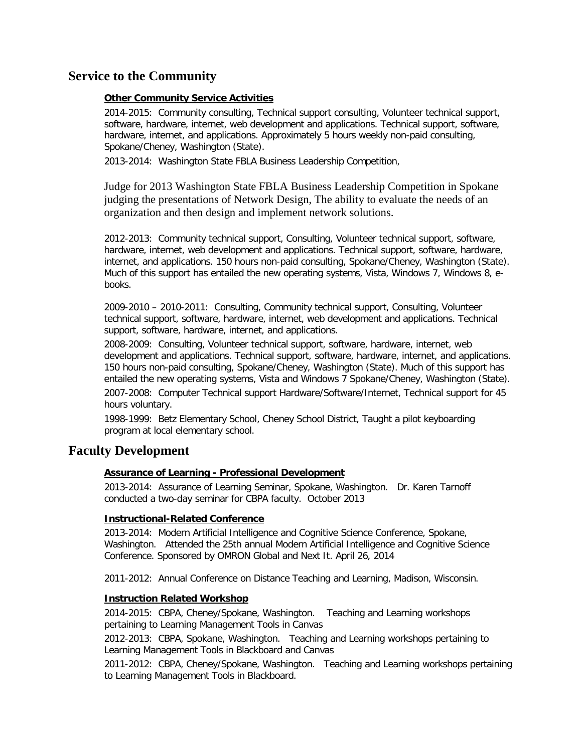## Service to the Community

#### **Other Community Service Activities**

2014-2015: Community consulting, Technical support consulting, Volunteer technical support, software, hardware, internet, web development and applications. Technical support, software, hardware, internet, and applications. Approximately 5 hours weekly non-paid consulting, Spokane/Cheney, Washington (State).

2013-2014: Washington State FBLA Business Leadership Competition,

Judge for 2013 Washington State FBLA Business Leadership Competition in Spokane judging the presentations of Network Design, The ability to evaluate the needs of an organization and then design and implement network solutions.

2012-2013: Community technical support, Consulting, Volunteer technical support, software, hardware, internet, web development and applications. Technical support, software, hardware, internet, and applications. 150 hours non-paid consulting, Spokane/Cheney, Washington (State). Much of this support has entailed the new operating systems, Vista, Windows 7, Windows 8, e-books.

2009-2010 – 2010-2011: Consulting, Community technical support, Consulting, Volunteer technical support, software, hardware, internet, web development and applications. Technical support, software, hardware, internet, and applications.

2008-2009: Consulting, Volunteer technical support, software, hardware, internet, web development and applications. Technical support, software, hardware, internet, and applications. 150 hours non-paid consulting, Spokane/Cheney, Washington (State). Much of this support has entailed the new operating systems, Vista and Windows 7 Spokane/Cheney, Washington (State).

2007-2008: Computer Technical support Hardware/Software/Internet, Technical support for 45 hours voluntary.

1998-1999: Betz Elementary School, Cheney School District, Taught a pilot keyboarding program at local elementary school.

## Faculty Development

#### **Assurance of Learning - Professional Development**

2013-2014: Assurance of Learning Seminar, Spokane, Washington. Dr. Karen Tarnoff conducted a two-day seminar for CBPA faculty. October 2013

#### **Instructional-Related Conference**

2013-2014: Modern Artificial Intelligence and Cognitive Science Conference, Spokane, Washington. Attended the 25th annual Modern Artificial Intelligence and Cognitive Science Conference. Sponsored by OMRON Global and Next It. April 26, 2014

2011-2012: Annual Conference on Distance Teaching and Learning, Madison, Wisconsin.

#### **Instruction Related Workshop**

2014-2015: CBPA, Cheney/Spokane, Washington. Teaching and Learning workshops pertaining to Learning Management Tools in Canvas

2012-2013: CBPA, Spokane, Washington. Teaching and Learning workshops pertaining to Learning Management Tools in Blackboard and Canvas

2011-2012: CBPA, Cheney/Spokane, Washington. Teaching and Learning workshops pertaining to Learning Management Tools in Blackboard.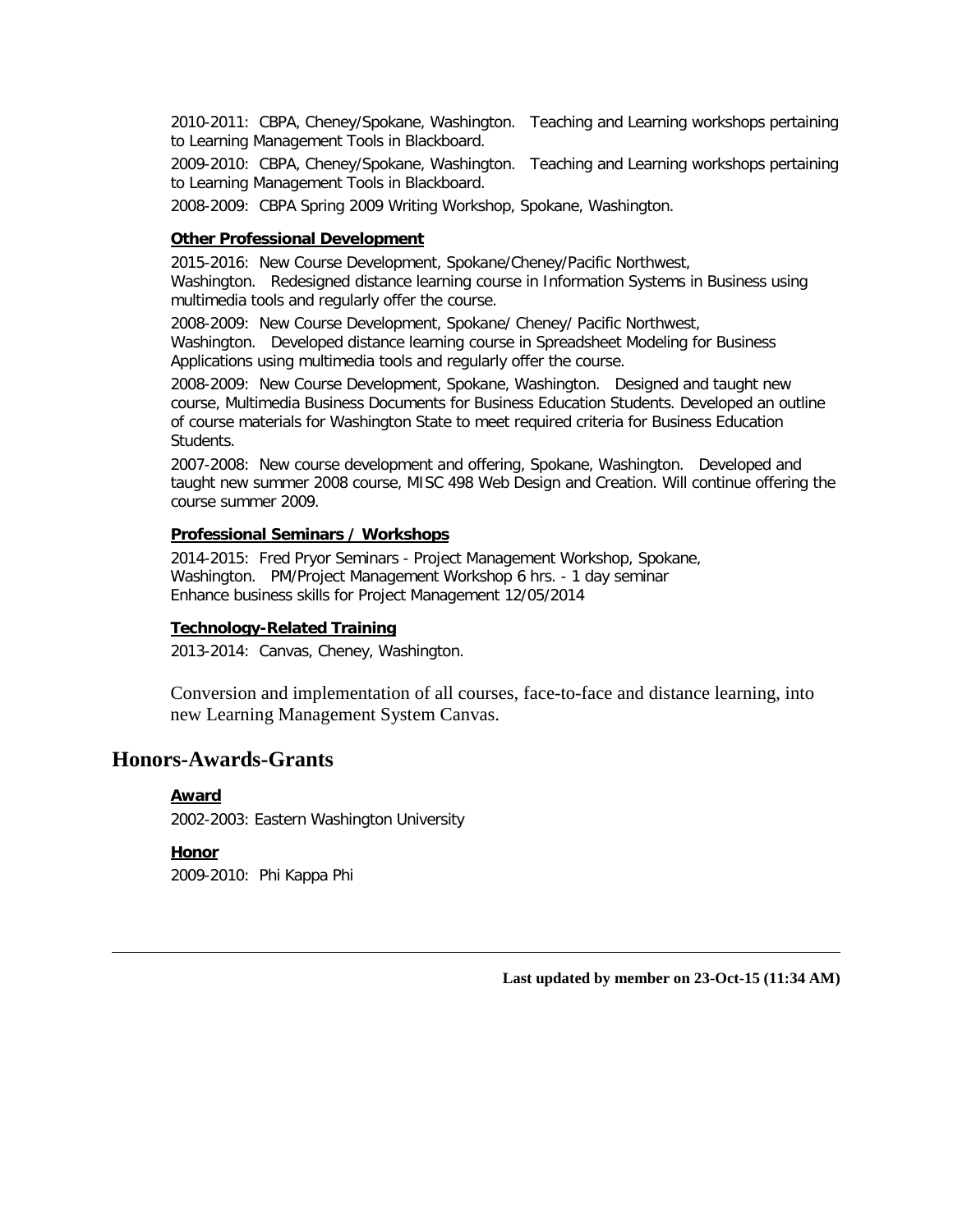2010-2011: CBPA, Cheney/Spokane, Washington. Teaching and Learning workshops pertaining to Learning Management Tools in Blackboard.

2009-2010: CBPA, Cheney/Spokane, Washington. Teaching and Learning workshops pertaining to Learning Management Tools in Blackboard.

2008-2009: CBPA Spring 2009 Writing Workshop, Spokane, Washington.

**Other Professional Development**

2015-2016: New Course Development, Spokane/Cheney/Pacific Northwest, Washington. Redesigned distance learning course in Information Systems in Business using multimedia tools and regularly offer the course.

2008-2009: New Course Development, Spokane/ Cheney/ Pacific Northwest, Washington. Developed distance learning course in Spreadsheet Modeling for Business Applications using multimedia tools and regularly offer the course.

2008-2009: New Course Development, Spokane, Washington. Designed and taught new course, Multimedia Business Documents for Business Education Students. Developed an outline of course materials for Washington State to meet required criteria for Business Education Students.

2007-2008: New course development and offering, Spokane, Washington. Developed and taught new summer 2008 course, MISC 498 Web Design and Creation. Will continue offering the course summer 2009.

**Professional Seminars / Workshops**

2014-2015: Fred Pryor Seminars - Project Management Workshop, Spokane, Washington. PM/Project Management Workshop 6 hrs. - 1 day seminar
Enhance business skills for Project Management 12/05/2014

**Technology-Related Training**

2013-2014: Canvas, Cheney, Washington.

Conversion and implementation of all courses, face-to-face and distance learning, into new Learning Management System Canvas.

## Honors-Awards-Grants

**Award**

2002-2003: Eastern Washington University

**Honor**

2009-2010: Phi Kappa Phi

---

**Last updated by member on 23-Oct-15 (11:34 AM)**